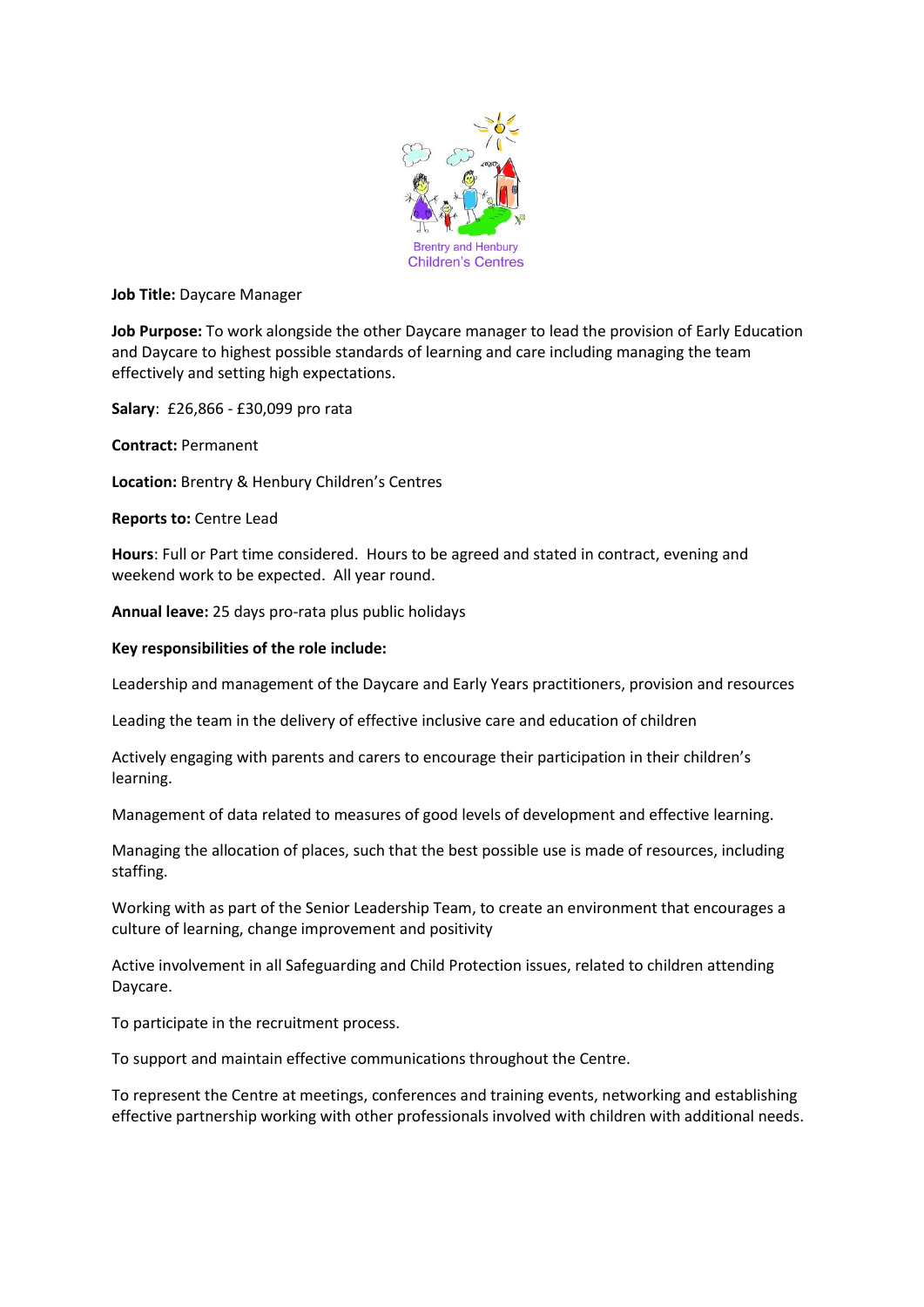Brentry and Henbury Children's Centres

**Job Title:** Daycare Manager

**Job Purpose:** To work alongside the other Daycare manager to lead the provision of Early Education and Daycare to highest possible standards of learning and care including managing the team effectively and setting high expectations.

**Salary**: £26,866 - £30,099 pro rata

**Contract:** Permanent

**Location:** Brentry & Henbury Children's Centres

**Reports to:** Centre Lead

**Hours**: Full or Part time considered. Hours to be agreed and stated in contract, evening and weekend work to be expected. All year round.

**Annual leave:** 25 days pro-rata plus public holidays

**Key responsibilities of the role include:**

Leadership and management of the Daycare and Early Years practitioners, provision and resources

Leading the team in the delivery of effective inclusive care and education of children

Actively engaging with parents and carers to encourage their participation in their children's learning.

Management of data related to measures of good levels of development and effective learning.

Managing the allocation of places, such that the best possible use is made of resources, including staffing.

Working with as part of the Senior Leadership Team, to create an environment that encourages a culture of learning, change improvement and positivity

Active involvement in all Safeguarding and Child Protection issues, related to children attending Daycare.

To participate in the recruitment process.

To support and maintain effective communications throughout the Centre.

To represent the Centre at meetings, conferences and training events, networking and establishing effective partnership working with other professionals involved with children with additional needs.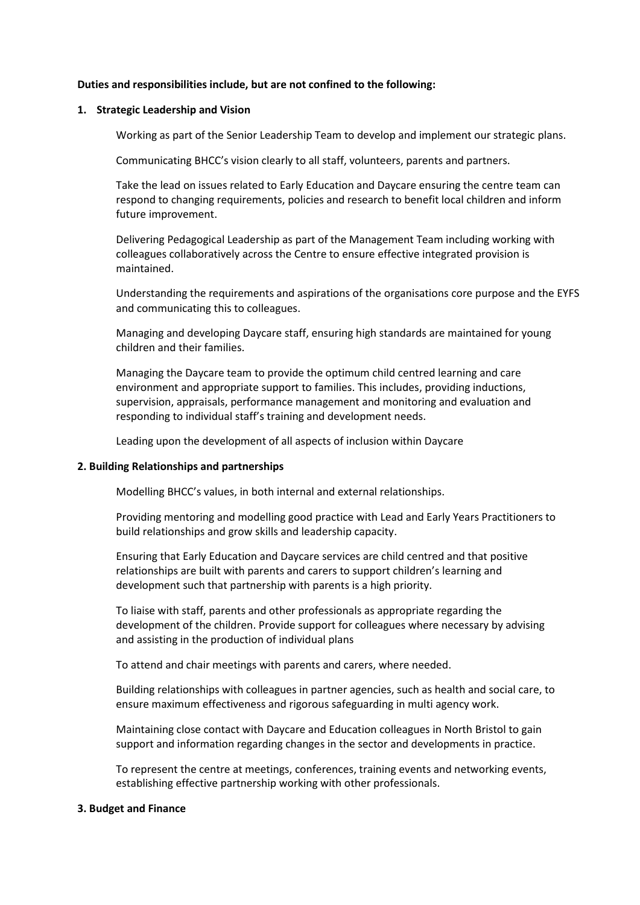**Duties and responsibilities include, but are not confined to the following:**

**1. Strategic Leadership and Vision**

Working as part of the Senior Leadership Team to develop and implement our strategic plans.

Communicating BHCC's vision clearly to all staff, volunteers, parents and partners.

Take the lead on issues related to Early Education and Daycare ensuring the centre team can respond to changing requirements, policies and research to benefit local children and inform future improvement.

Delivering Pedagogical Leadership as part of the Management Team including working with colleagues collaboratively across the Centre to ensure effective integrated provision is maintained.

Understanding the requirements and aspirations of the organisations core purpose and the EYFS and communicating this to colleagues.

Managing and developing Daycare staff, ensuring high standards are maintained for young children and their families.

Managing the Daycare team to provide the optimum child centred learning and care environment and appropriate support to families. This includes, providing inductions, supervision, appraisals, performance management and monitoring and evaluation and responding to individual staff's training and development needs.

Leading upon the development of all aspects of inclusion within Daycare

**2. Building Relationships and partnerships**

Modelling BHCC's values, in both internal and external relationships.

Providing mentoring and modelling good practice with Lead and Early Years Practitioners to build relationships and grow skills and leadership capacity.

Ensuring that Early Education and Daycare services are child centred and that positive relationships are built with parents and carers to support children's learning and development such that partnership with parents is a high priority.

To liaise with staff, parents and other professionals as appropriate regarding the development of the children. Provide support for colleagues where necessary by advising and assisting in the production of individual plans

To attend and chair meetings with parents and carers, where needed.

Building relationships with colleagues in partner agencies, such as health and social care, to ensure maximum effectiveness and rigorous safeguarding in multi agency work.

Maintaining close contact with Daycare and Education colleagues in North Bristol to gain support and information regarding changes in the sector and developments in practice.

To represent the centre at meetings, conferences, training events and networking events, establishing effective partnership working with other professionals.

**3. Budget and Finance**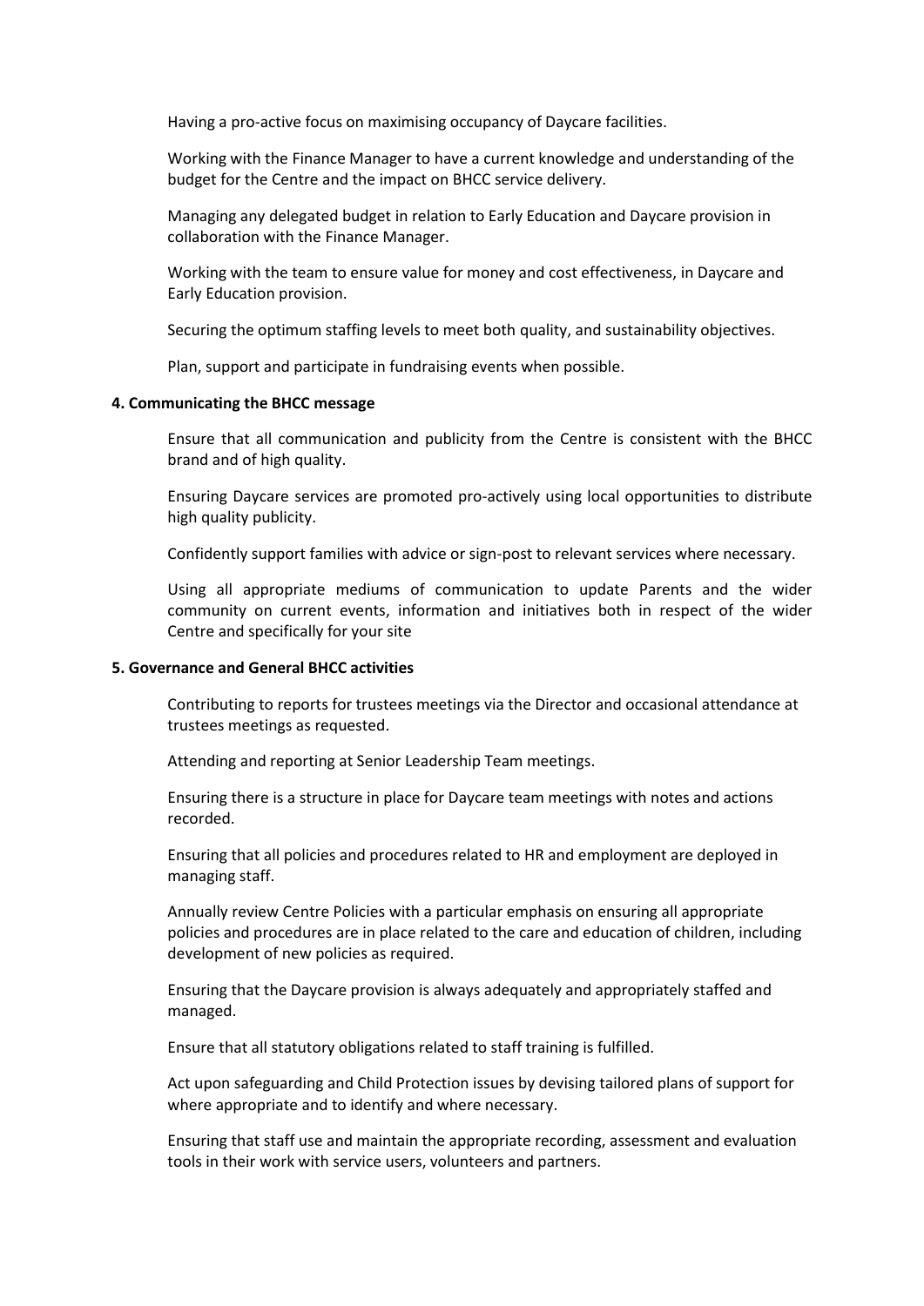Having a pro-active focus on maximising occupancy of Daycare facilities.

Working with the Finance Manager to have a current knowledge and understanding of the budget for the Centre and the impact on BHCC service delivery.

Managing any delegated budget in relation to Early Education and Daycare provision in collaboration with the Finance Manager.

Working with the team to ensure value for money and cost effectiveness, in Daycare and Early Education provision.

Securing the optimum staffing levels to meet both quality, and sustainability objectives.

Plan, support and participate in fundraising events when possible.

**4. Communicating the BHCC message**

Ensure that all communication and publicity from the Centre is consistent with the BHCC brand and of high quality.

Ensuring Daycare services are promoted pro-actively using local opportunities to distribute high quality publicity.

Confidently support families with advice or sign-post to relevant services where necessary.

Using all appropriate mediums of communication to update Parents and the wider community on current events, information and initiatives both in respect of the wider Centre and specifically for your site

**5. Governance and General BHCC activities**

Contributing to reports for trustees meetings via the Director and occasional attendance at trustees meetings as requested.

Attending and reporting at Senior Leadership Team meetings.

Ensuring there is a structure in place for Daycare team meetings with notes and actions recorded.

Ensuring that all policies and procedures related to HR and employment are deployed in managing staff.

Annually review Centre Policies with a particular emphasis on ensuring all appropriate policies and procedures are in place related to the care and education of children, including development of new policies as required.

Ensuring that the Daycare provision is always adequately and appropriately staffed and managed.

Ensure that all statutory obligations related to staff training is fulfilled.

Act upon safeguarding and Child Protection issues by devising tailored plans of support for where appropriate and to identify and where necessary.

Ensuring that staff use and maintain the appropriate recording, assessment and evaluation tools in their work with service users, volunteers and partners.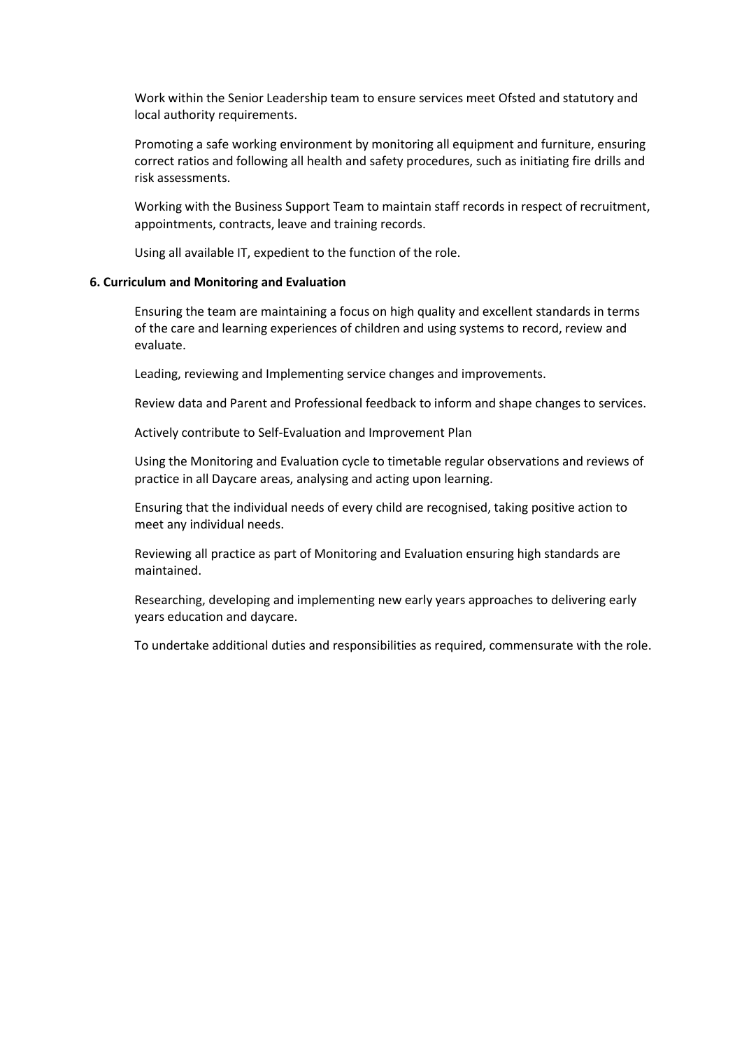Work within the Senior Leadership team to ensure services meet Ofsted and statutory and local authority requirements.

Promoting a safe working environment by monitoring all equipment and furniture, ensuring correct ratios and following all health and safety procedures, such as initiating fire drills and risk assessments.

Working with the Business Support Team to maintain staff records in respect of recruitment, appointments, contracts, leave and training records.

Using all available IT, expedient to the function of the role.

**6. Curriculum and Monitoring and Evaluation**

Ensuring the team are maintaining a focus on high quality and excellent standards in terms of the care and learning experiences of children and using systems to record, review and evaluate.

Leading, reviewing and Implementing service changes and improvements.

Review data and Parent and Professional feedback to inform and shape changes to services.

Actively contribute to Self-Evaluation and Improvement Plan

Using the Monitoring and Evaluation cycle to timetable regular observations and reviews of practice in all Daycare areas, analysing and acting upon learning.

Ensuring that the individual needs of every child are recognised, taking positive action to meet any individual needs.

Reviewing all practice as part of Monitoring and Evaluation ensuring high standards are maintained.

Researching, developing and implementing new early years approaches to delivering early years education and daycare.

To undertake additional duties and responsibilities as required, commensurate with the role.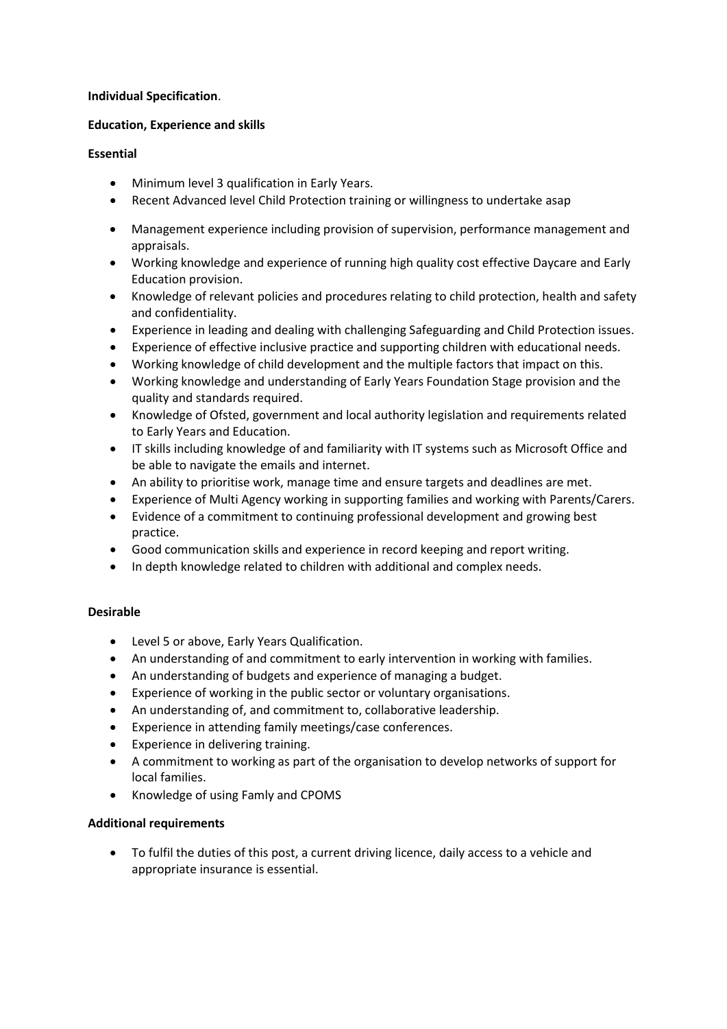**Individual Specification**.

**Education, Experience and skills**

**Essential**

- Minimum level 3 qualification in Early Years.
- Recent Advanced level Child Protection training or willingness to undertake asap
- Management experience including provision of supervision, performance management and appraisals.
- Working knowledge and experience of running high quality cost effective Daycare and Early Education provision.
- Knowledge of relevant policies and procedures relating to child protection, health and safety and confidentiality.
- Experience in leading and dealing with challenging Safeguarding and Child Protection issues.
- Experience of effective inclusive practice and supporting children with educational needs.
- Working knowledge of child development and the multiple factors that impact on this.
- Working knowledge and understanding of Early Years Foundation Stage provision and the quality and standards required.
- Knowledge of Ofsted, government and local authority legislation and requirements related to Early Years and Education.
- IT skills including knowledge of and familiarity with IT systems such as Microsoft Office and be able to navigate the emails and internet.
- An ability to prioritise work, manage time and ensure targets and deadlines are met.
- Experience of Multi Agency working in supporting families and working with Parents/Carers.
- Evidence of a commitment to continuing professional development and growing best practice.
- Good communication skills and experience in record keeping and report writing.
- In depth knowledge related to children with additional and complex needs.

**Desirable**

- Level 5 or above, Early Years Qualification.
- An understanding of and commitment to early intervention in working with families.
- An understanding of budgets and experience of managing a budget.
- Experience of working in the public sector or voluntary organisations.
- An understanding of, and commitment to, collaborative leadership.
- Experience in attending family meetings/case conferences.
- Experience in delivering training.
- A commitment to working as part of the organisation to develop networks of support for local families.
- Knowledge of using Famly and CPOMS

**Additional requirements**

- To fulfil the duties of this post, a current driving licence, daily access to a vehicle and appropriate insurance is essential.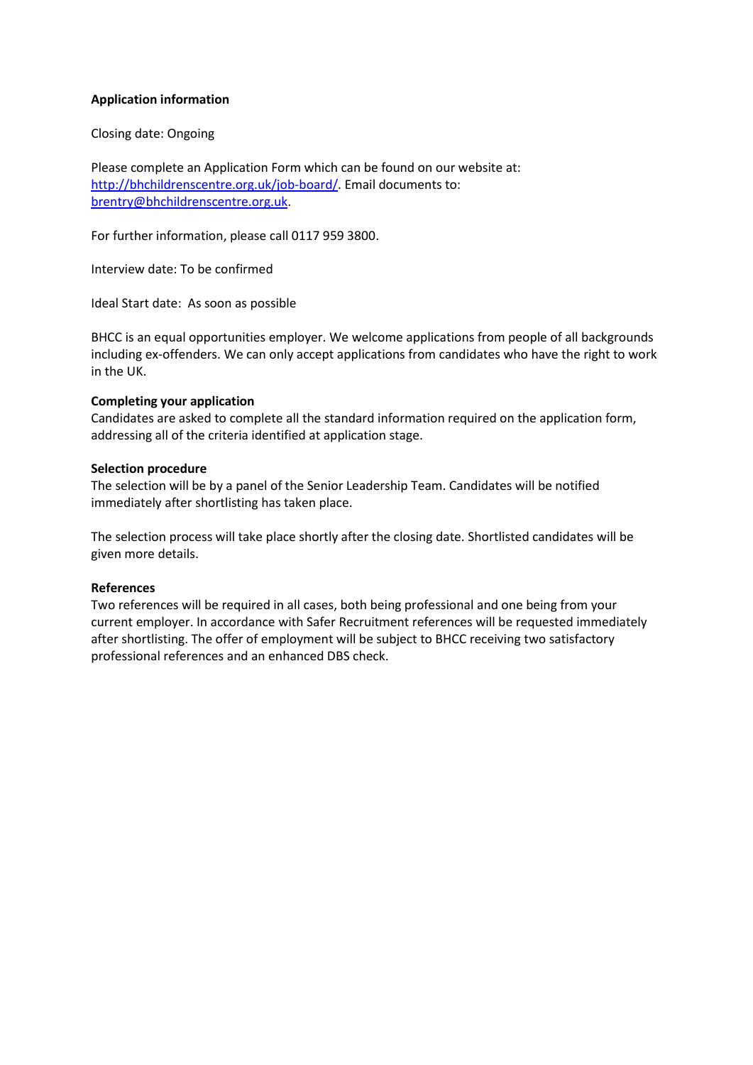**Application information**

Closing date: Ongoing

Please complete an Application Form which can be found on our website at: [http://bhchildrenscentre.org.uk/job-board/](http://bhchildrenscentre.org.uk/job-board/). Email documents to: [brentry@bhchildrenscentre.org.uk](mailto:brentry@bhchildrenscentre.org.uk).

For further information, please call 0117 959 3800.

Interview date: To be confirmed

Ideal Start date: As soon as possible

BHCC is an equal opportunities employer. We welcome applications from people of all backgrounds including ex-offenders. We can only accept applications from candidates who have the right to work in the UK.

**Completing your application**

Candidates are asked to complete all the standard information required on the application form, addressing all of the criteria identified at application stage.

**Selection procedure**

The selection will be by a panel of the Senior Leadership Team. Candidates will be notified immediately after shortlisting has taken place.

The selection process will take place shortly after the closing date. Shortlisted candidates will be given more details.

**References**

Two references will be required in all cases, both being professional and one being from your current employer. In accordance with Safer Recruitment references will be requested immediately after shortlisting. The offer of employment will be subject to BHCC receiving two satisfactory professional references and an enhanced DBS check.